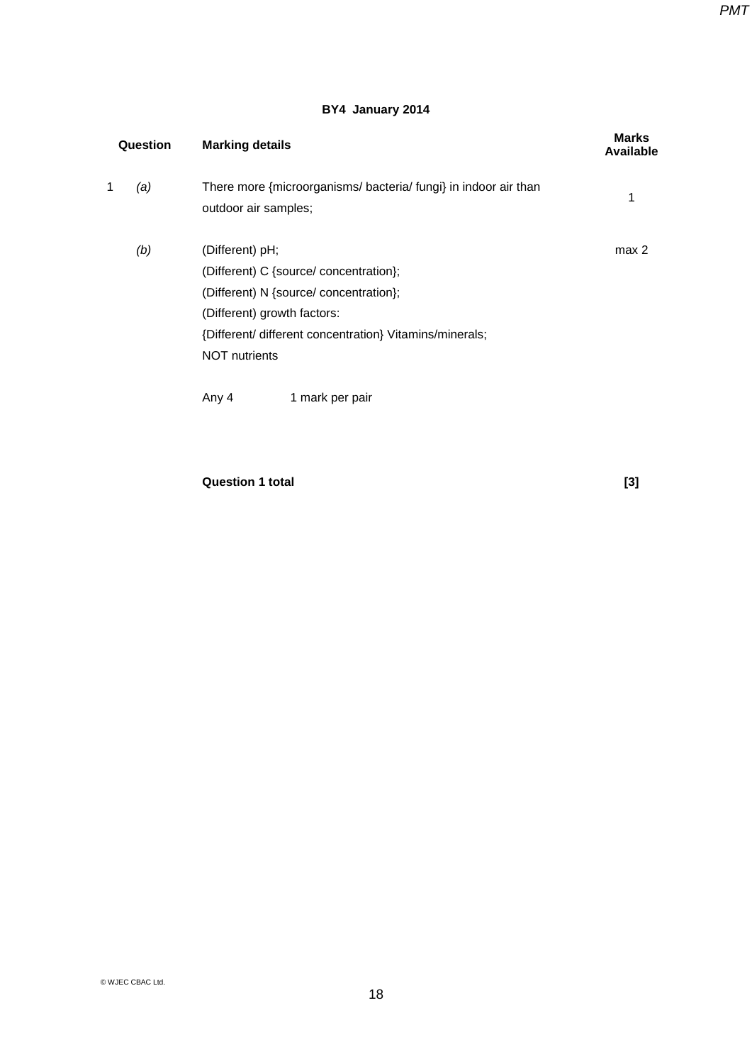## BY4 January 2014

| Question | | Marking details | Marks Available |
|---|---|---|---|
| 1 | *(a)* | There more {microorganisms/ bacteria/ fungi} in indoor air than outdoor air samples; | 1 |
| | *(b)* | (Different) pH;<br>(Different) C {source/ concentration};<br>(Different) N {source/ concentration};<br>(Different) growth factors:<br>{Different/ different concentration} Vitamins/minerals;<br>NOT nutrients<br><br>Any 4 1 mark per pair | max 2 |
| | | **Question 1 total** | **[3]** |

© WJEC CBAC Ltd.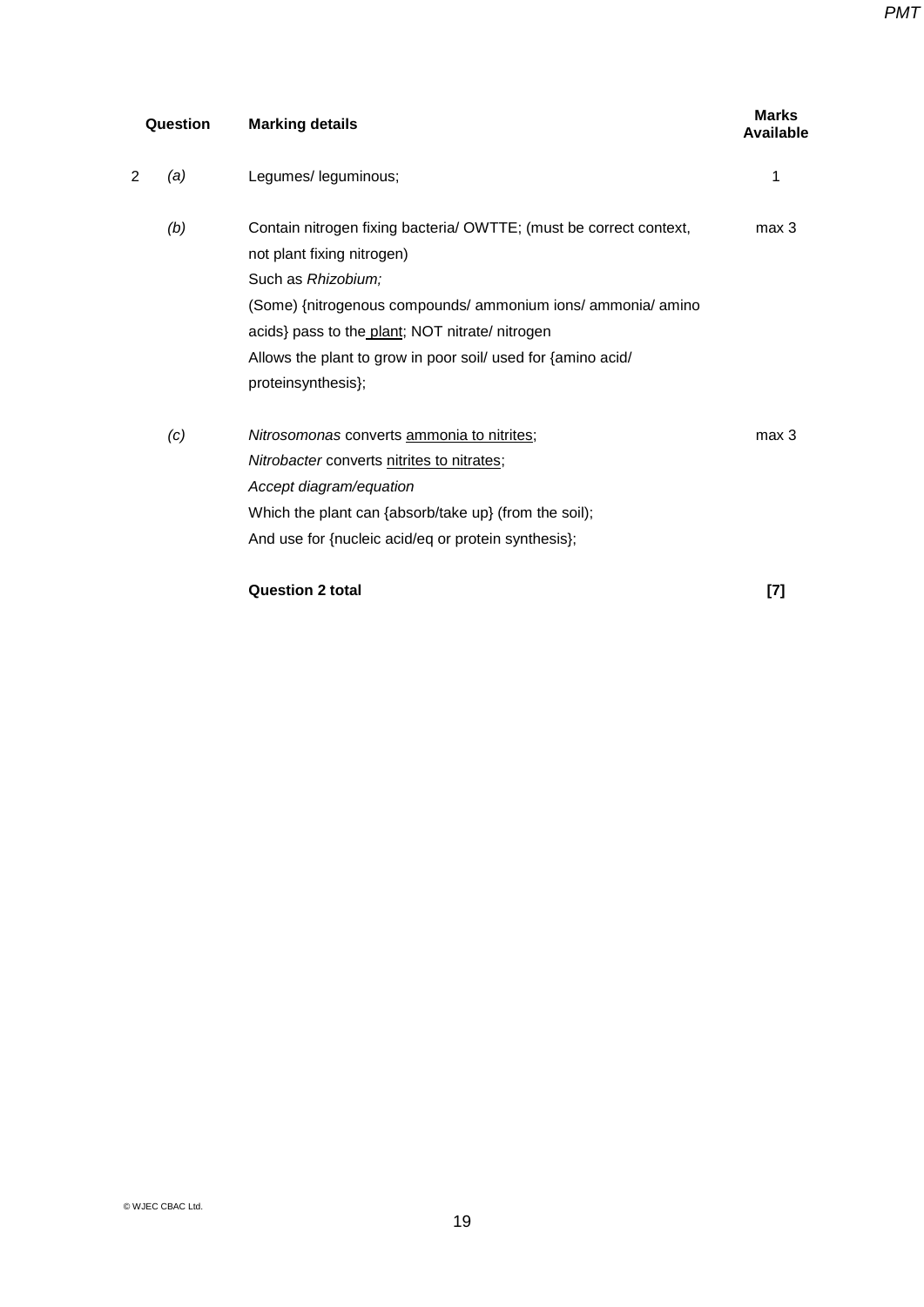| Question | | Marking details | Marks Available |
|---|---|---|---|
| 2 | *(a)* | Legumes/ leguminous; | 1 |
| | *(b)* | Contain nitrogen fixing bacteria/ OWTTE; (must be correct context, not plant fixing nitrogen)<br>Such as *Rhizobium;*<br>(Some) {nitrogenous compounds/ ammonium ions/ ammonia/ amino acids} pass to the plant; NOT nitrate/ nitrogen<br>Allows the plant to grow in poor soil/ used for {amino acid/ proteinsynthesis}; | max 3 |
| | *(c)* | *Nitrosomonas* converts ammonia to nitrites;<br>*Nitrobacter* converts nitrites to nitrates;<br>*Accept diagram/equation*<br>Which the plant can {absorb/take up} (from the soil);<br>And use for {nucleic acid/eq or protein synthesis}; | max 3 |
| | | **Question 2 total** | **[7]** |

© WJEC CBAC Ltd.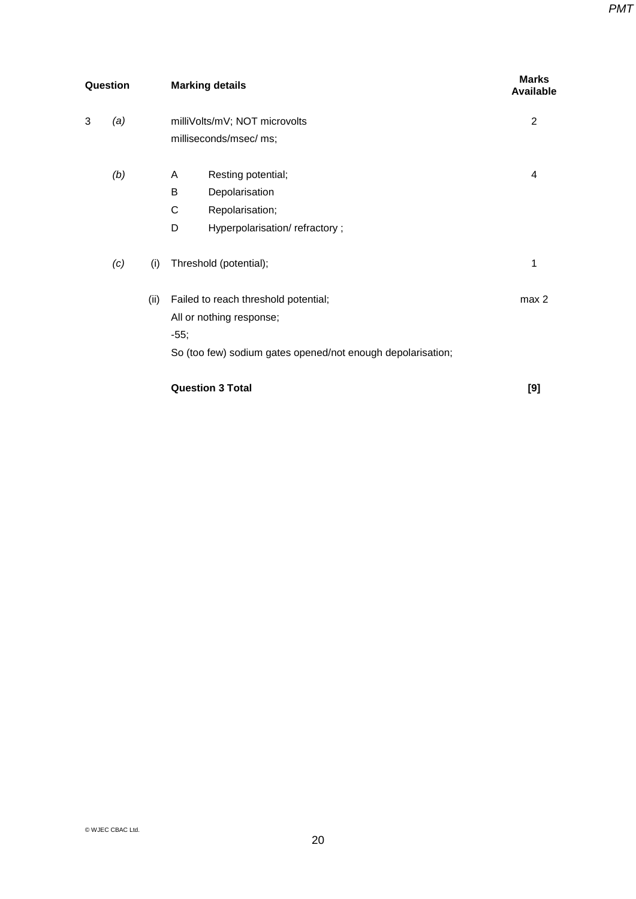| Question | | | Marking details | | Marks Available |
|---|---|---|---|---|---|
| 3 | *(a)* | | milliVolts/mV; NOT microvolts | | 2 |
| | | | milliseconds/msec/ ms; | | |
| | *(b)* | | A | Resting potential; | 4 |
| | | | B | Depolarisation | |
| | | | C | Repolarisation; | |
| | | | D | Hyperpolarisation/ refractory ; | |
| | *(c)* | (i) | Threshold (potential); | | 1 |
| | | (ii) | Failed to reach threshold potential; | | max 2 |
| | | | All or nothing response; | | |
| | | | -55; | | |
| | | | So (too few) sodium gates opened/not enough depolarisation; | | |
| | | | **Question 3 Total** | | **[9]** |

© WJEC CBAC Ltd.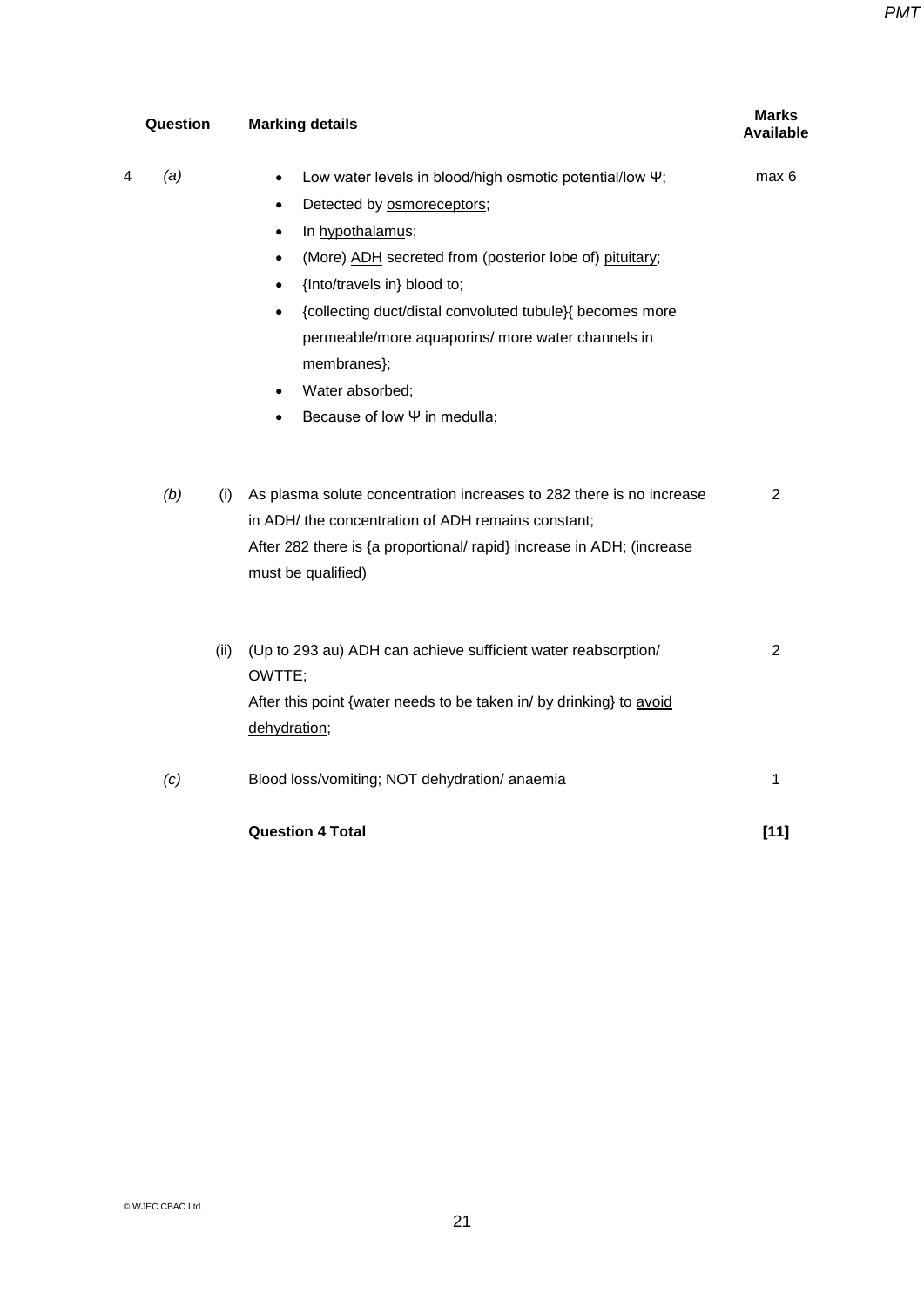| Question | | | Marking details | Marks Available |
|---|---|---|---|---|
| 4 | *(a)* | | <ul><li>Low water levels in blood/high osmotic potential/low Ψ;</li><li>Detected by osmoreceptors;</li><li>In hypothalamus;</li><li>(More) ADH secreted from (posterior lobe of) pituitary;</li><li>{Into/travels in} blood to;</li><li>{collecting duct/distal convoluted tubule}{ becomes more permeable/more aquaporins/ more water channels in membranes};</li><li>Water absorbed;</li><li>Because of low Ψ in medulla;</li></ul> | max 6 |
| | *(b)* | (i) | As plasma solute concentration increases to 282 there is no increase in ADH/ the concentration of ADH remains constant;<br>After 282 there is {a proportional/ rapid} increase in ADH; (increase must be qualified) | 2 |
| | | (ii) | (Up to 293 au) ADH can achieve sufficient water reabsorption/ OWTTE;<br>After this point {water needs to be taken in/ by drinking} to avoid dehydration; | 2 |
| | *(c)* | | Blood loss/vomiting; NOT dehydration/ anaemia | 1 |
| | | | **Question 4 Total** | **[11]** |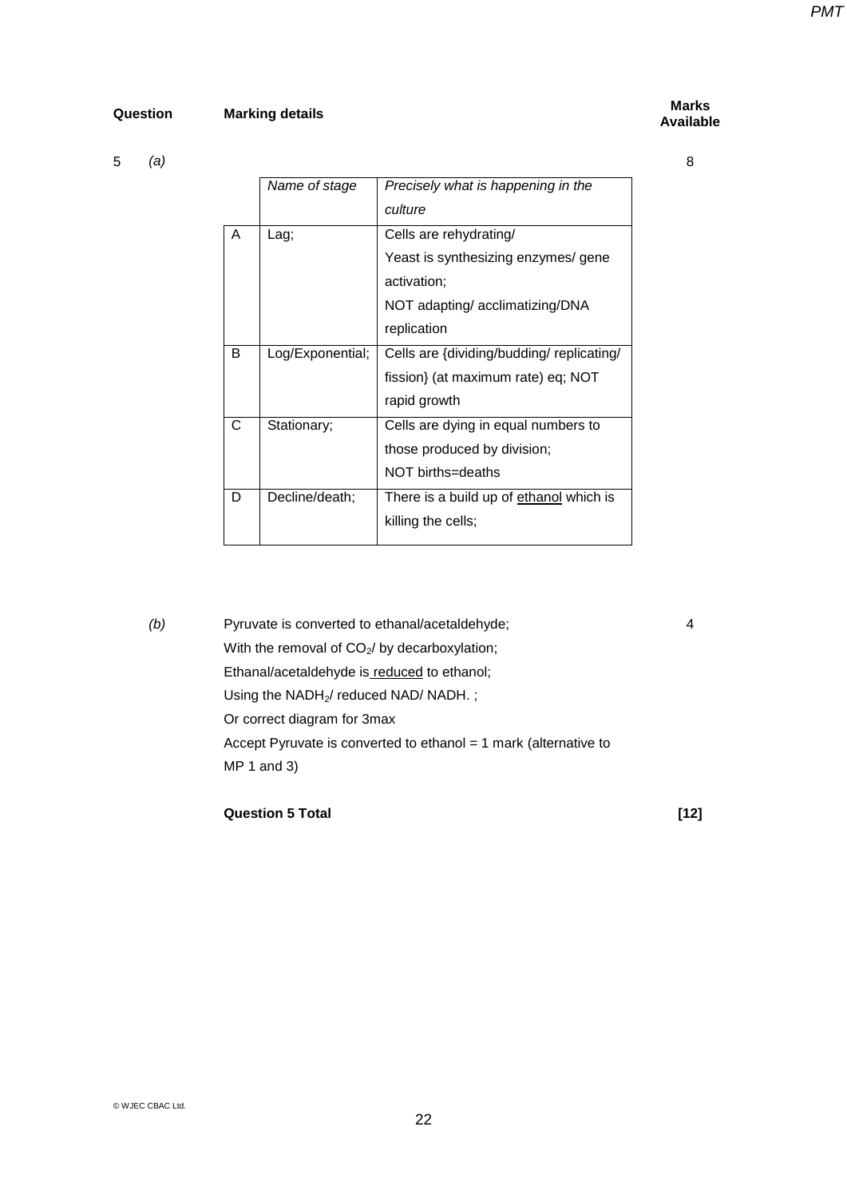| Question | Marking details | Marks Available |
|---|---|---|
| 5 *(a)* | | 8 |

| | *Name of stage* | *Precisely what is happening in the culture* |
|---|---|---|
| A | Lag; | Cells are rehydrating/ Yeast is synthesizing enzymes/ gene activation; NOT adapting/ acclimatizing/DNA replication |
| B | Log/Exponential; | Cells are {dividing/budding/ replicating/ fission} (at maximum rate) eq; NOT rapid growth |
| C | Stationary; | Cells are dying in equal numbers to those produced by division; NOT births=deaths |
| D | Decline/death; | There is a build up of <u>ethanol</u> which is killing the cells; |

*(b)* **[4 marks]**

Pyruvate is converted to ethanal/acetaldehyde;
With the removal of $CO_2$/ by decarboxylation;
Ethanal/acetaldehyde is <u>reduced</u> to ethanol;
Using the $NADH_2$/ reduced NAD/ NADH. ;
Or correct diagram for 3max
Accept Pyruvate is converted to ethanol = 1 mark (alternative to MP 1 and 3)

**Question 5 Total** **[12]**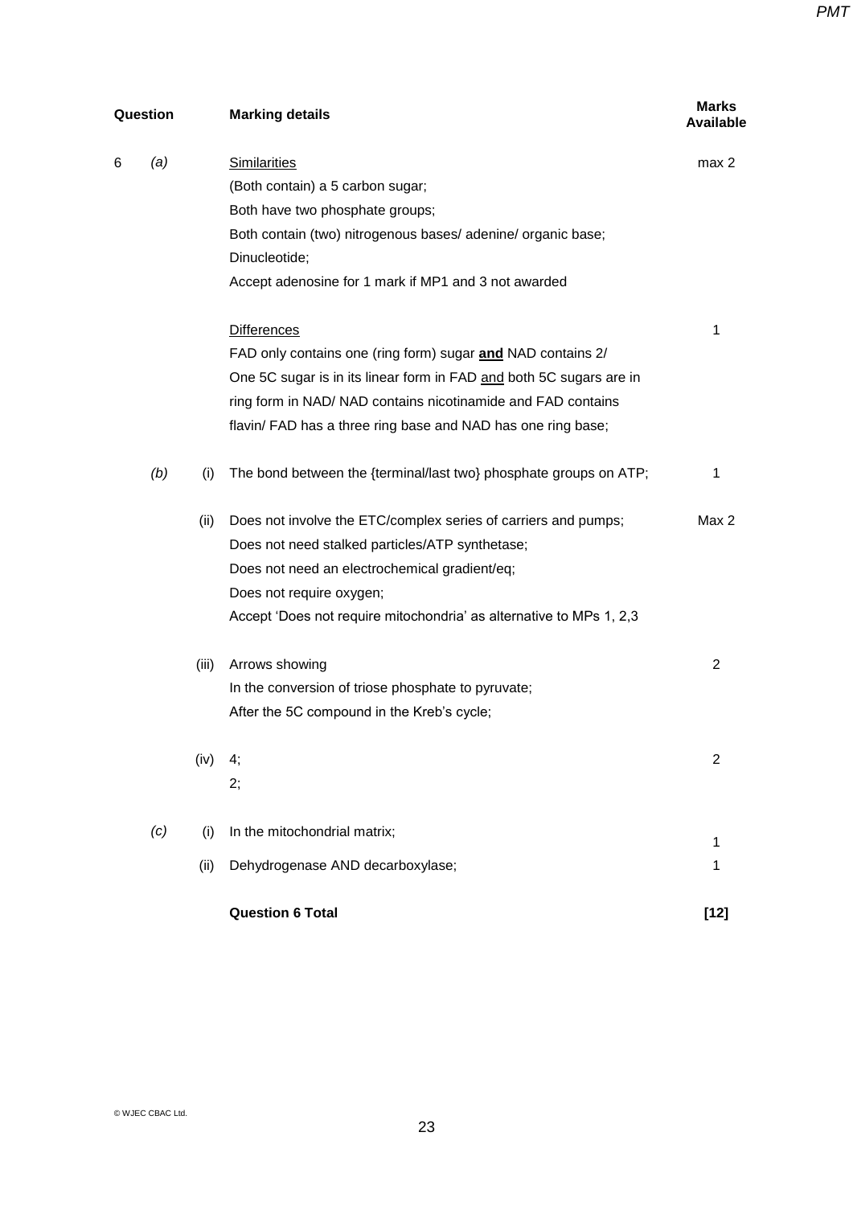| Question | | | Marking details | Marks Available |
|---|---|---|---|---|
| 6 | *(a)* | | <u>Similarities</u><br>(Both contain) a 5 carbon sugar;<br>Both have two phosphate groups;<br>Both contain (two) nitrogenous bases/ adenine/ organic base;<br>Dinucleotide;<br>Accept adenosine for 1 mark if MP1 and 3 not awarded | max 2 |
| | | | <u>Differences</u><br>FAD only contains one (ring form) sugar **<u>and</u>** NAD contains 2/<br>One 5C sugar is in its linear form in FAD <u>and</u> both 5C sugars are in ring form in NAD/ NAD contains nicotinamide and FAD contains flavin/ FAD has a three ring base and NAD has one ring base; | 1 |
| | *(b)* | (i) | The bond between the {terminal/last two} phosphate groups on ATP; | 1 |
| | | (ii) | Does not involve the ETC/complex series of carriers and pumps;<br>Does not need stalked particles/ATP synthetase;<br>Does not need an electrochemical gradient/eq;<br>Does not require oxygen;<br>Accept 'Does not require mitochondria' as alternative to MPs 1, 2,3 | Max 2 |
| | | (iii) | Arrows showing<br>In the conversion of triose phosphate to pyruvate;<br>After the 5C compound in the Kreb's cycle; | 2 |
| | | (iv) | 4;<br>2; | 2 |
| | *(c)* | (i) | In the mitochondrial matrix; | 1 |
| | | (ii) | Dehydrogenase AND decarboxylase; | 1 |
| | | | **Question 6 Total** | **[12]** |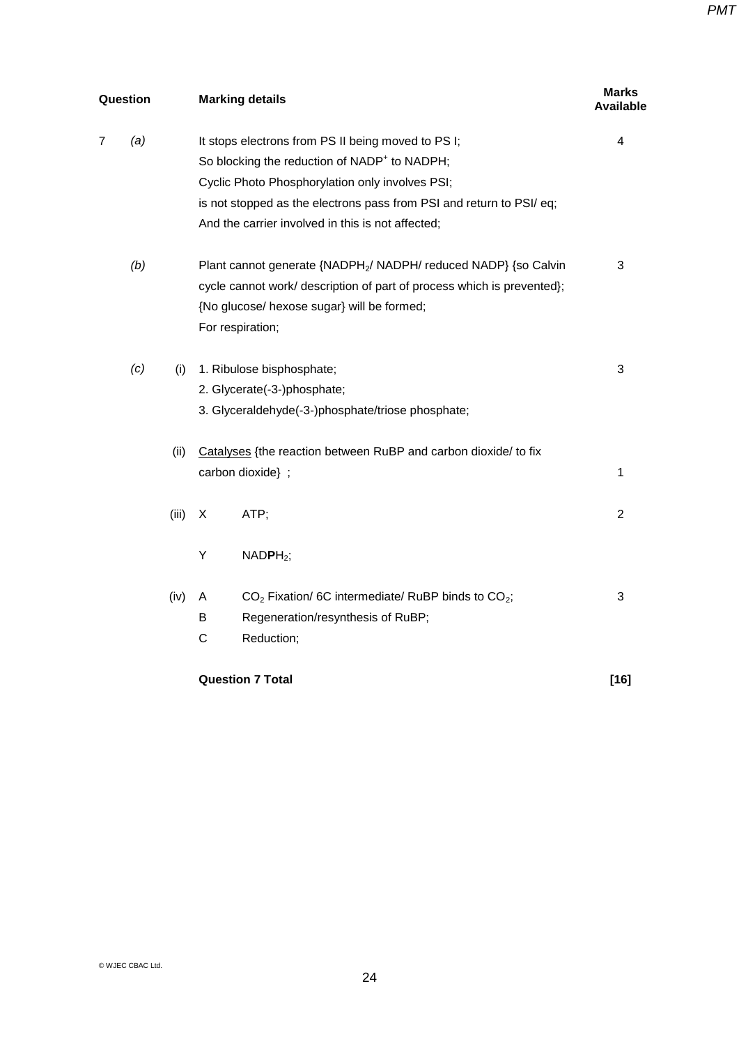| Question | | | Marking details | Marks Available |
|---|---|---|---|---|
| 7 | *(a)* | | It stops electrons from PS II being moved to PS I;<br>So blocking the reduction of $NADP^+$ to NADPH;<br>Cyclic Photo Phosphorylation only involves PSI;<br>is not stopped as the electrons pass from PSI and return to PSI/ eq;<br>And the carrier involved in this is not affected; | 4 |
| | *(b)* | | Plant cannot generate {$NADPH_2$/ NADPH/ reduced NADP} {so Calvin cycle cannot work/ description of part of process which is prevented};<br>{No glucose/ hexose sugar} will be formed;<br>For respiration; | 3 |
| | *(c)* | (i) | 1. Ribulose bisphosphate;<br>2. Glycerate(-3-)phosphate;<br>3. Glyceraldehyde(-3-)phosphate/triose phosphate; | 3 |
| | | (ii) | <u>Catalyses</u> {the reaction between RuBP and carbon dioxide/ to fix carbon dioxide} ; | 1 |
| | | (iii) | X ATP;<br><br>Y NAD**P**$H_2$; | 2 |
| | | (iv) | A $CO_2$ Fixation/ 6C intermediate/ RuBP binds to $CO_2$;<br>B Regeneration/resynthesis of RuBP;<br>C Reduction; | 3 |
| | | | **Question 7 Total** | **[16]** |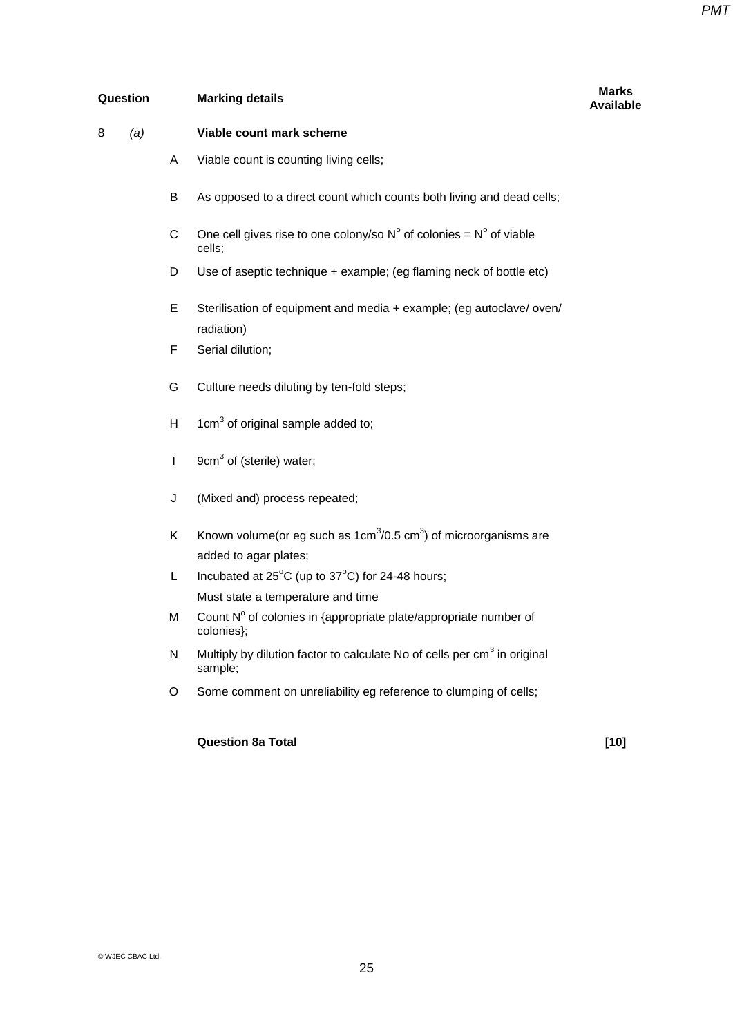| Question | | | Marking details | Marks Available |
|---|---|---|---|---|
| 8 | *(a)* | | **Viable count mark scheme** | |
| | | A | Viable count is counting living cells; | |
| | | B | As opposed to a direct count which counts both living and dead cells; | |
| | | C | One cell gives rise to one colony/so N$^{o}$ of colonies = N$^{o}$ of viable cells; | |
| | | D | Use of aseptic technique + example; (eg flaming neck of bottle etc) | |
| | | E | Sterilisation of equipment and media + example; (eg autoclave/ oven/ radiation) | |
| | | F | Serial dilution; | |
| | | G | Culture needs diluting by ten-fold steps; | |
| | | H | 1cm$^{3}$ of original sample added to; | |
| | | I | 9cm$^{3}$ of (sterile) water; | |
| | | J | (Mixed and) process repeated; | |
| | | K | Known volume(or eg such as 1cm$^{3}$/0.5 cm$^{3}$) of microorganisms are added to agar plates; | |
| | | L | Incubated at 25$^{o}$C (up to 37$^{o}$C) for 24-48 hours; Must state a temperature and time | |
| | | M | Count N$^{o}$ of colonies in {appropriate plate/appropriate number of colonies}; | |
| | | N | Multiply by dilution factor to calculate No of cells per cm$^{3}$ in original sample; | |
| | | O | Some comment on unreliability eg reference to clumping of cells; | |
| | | | **Question 8a Total** | **[10]** |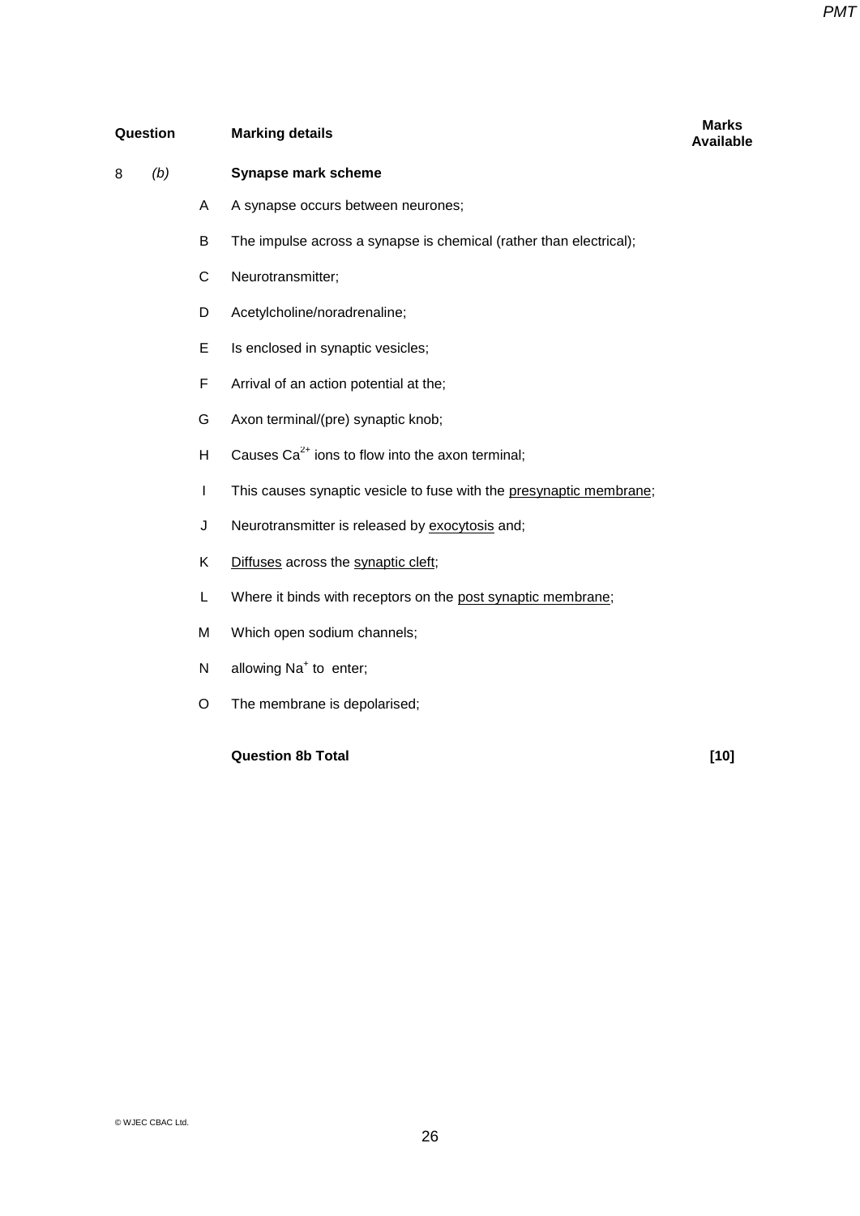| Question | | | Marking details | Marks Available |
|---|---|---|---|---|
| 8 | *(b)* | | **Synapse mark scheme** | |
| | | A | A synapse occurs between neurones; | |
| | | B | The impulse across a synapse is chemical (rather than electrical); | |
| | | C | Neurotransmitter; | |
| | | D | Acetylcholine/noradrenaline; | |
| | | E | Is enclosed in synaptic vesicles; | |
| | | F | Arrival of an action potential at the; | |
| | | G | Axon terminal/(pre) synaptic knob; | |
| | | H | Causes $Ca^{2+}$ ions to flow into the axon terminal; | |
| | | I | This causes synaptic vesicle to fuse with the <u>presynaptic membrane</u>; | |
| | | J | Neurotransmitter is released by <u>exocytosis</u> and; | |
| | | K | <u>Diffuses</u> across the <u>synaptic cleft</u>; | |
| | | L | Where it binds with receptors on the <u>post synaptic membrane</u>; | |
| | | M | Which open sodium channels; | |
| | | N | allowing $Na^{+}$ to enter; | |
| | | O | The membrane is depolarised; | |
| | | | **Question 8b Total** | **[10]** |

© WJEC CBAC Ltd.